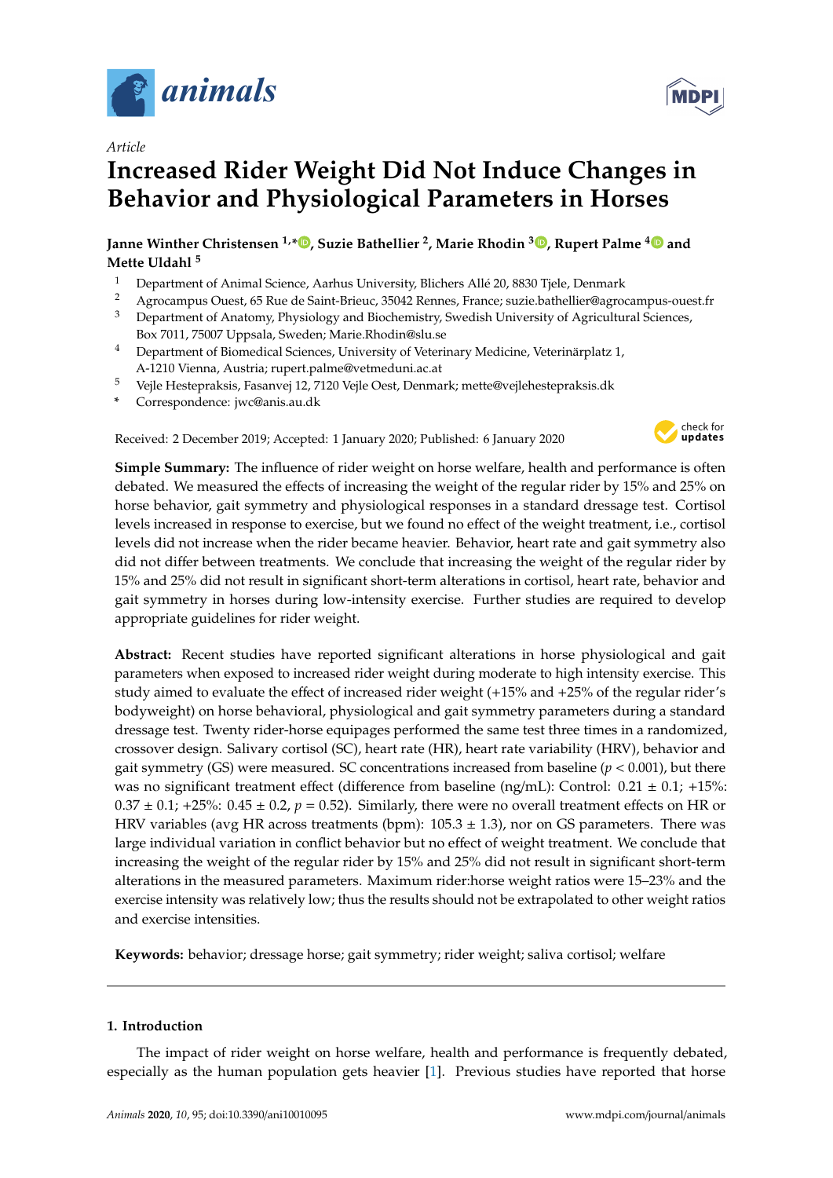*Article*

# Increased Rider Weight Did Not Induce Changes in Behavior and Physiological Parameters in Horses

**Janne Winther Christensen [1,*], Suzie Bathellier [2], Marie Rhodin [3], Rupert Palme [4] and Mette Uldahl [5]**

[1] Department of Animal Science, Aarhus University, Blichers Allé 20, 8830 Tjele, Denmark
[2] Agrocampus Ouest, 65 Rue de Saint-Brieuc, 35042 Rennes, France; suzie.bathellier@agrocampus-ouest.fr
[3] Department of Anatomy, Physiology and Biochemistry, Swedish University of Agricultural Sciences, Box 7011, 75007 Uppsala, Sweden; Marie.Rhodin@slu.se
[4] Department of Biomedical Sciences, University of Veterinary Medicine, Veterinärplatz 1, A-1210 Vienna, Austria; rupert.palme@vetmeduni.ac.at
[5] Vejle Hestepraksis, Fasanvej 12, 7120 Vejle Oest, Denmark; mette@vejlehestepraksis.dk
* Correspondence: jwc@anis.au.dk

Received: 2 December 2019; Accepted: 1 January 2020; Published: 6 January 2020

**Simple Summary:** The influence of rider weight on horse welfare, health and performance is often debated. We measured the effects of increasing the weight of the regular rider by 15% and 25% on horse behavior, gait symmetry and physiological responses in a standard dressage test. Cortisol levels increased in response to exercise, but we found no effect of the weight treatment, i.e., cortisol levels did not increase when the rider became heavier. Behavior, heart rate and gait symmetry also did not differ between treatments. We conclude that increasing the weight of the regular rider by 15% and 25% did not result in significant short-term alterations in cortisol, heart rate, behavior and gait symmetry in horses during low-intensity exercise. Further studies are required to develop appropriate guidelines for rider weight.

**Abstract:** Recent studies have reported significant alterations in horse physiological and gait parameters when exposed to increased rider weight during moderate to high intensity exercise. This study aimed to evaluate the effect of increased rider weight (+15% and +25% of the regular rider's bodyweight) on horse behavioral, physiological and gait symmetry parameters during a standard dressage test. Twenty rider-horse equipages performed the same test three times in a randomized, crossover design. Salivary cortisol (SC), heart rate (HR), heart rate variability (HRV), behavior and gait symmetry (GS) were measured. SC concentrations increased from baseline ($p < 0.001$), but there was no significant treatment effect (difference from baseline (ng/mL): Control: $0.21 \pm 0.1$; +15%: $0.37 \pm 0.1$; +25%: $0.45 \pm 0.2$, $p = 0.52$). Similarly, there were no overall treatment effects on HR or HRV variables (avg HR across treatments (bpm): $105.3 \pm 1.3$), nor on GS parameters. There was large individual variation in conflict behavior but no effect of weight treatment. We conclude that increasing the weight of the regular rider by 15% and 25% did not result in significant short-term alterations in the measured parameters. Maximum rider:horse weight ratios were 15–23% and the exercise intensity was relatively low; thus the results should not be extrapolated to other weight ratios and exercise intensities.

**Keywords:** behavior; dressage horse; gait symmetry; rider weight; saliva cortisol; welfare

## 1. Introduction

The impact of rider weight on horse welfare, health and performance is frequently debated, especially as the human population gets heavier [1]. Previous studies have reported that horse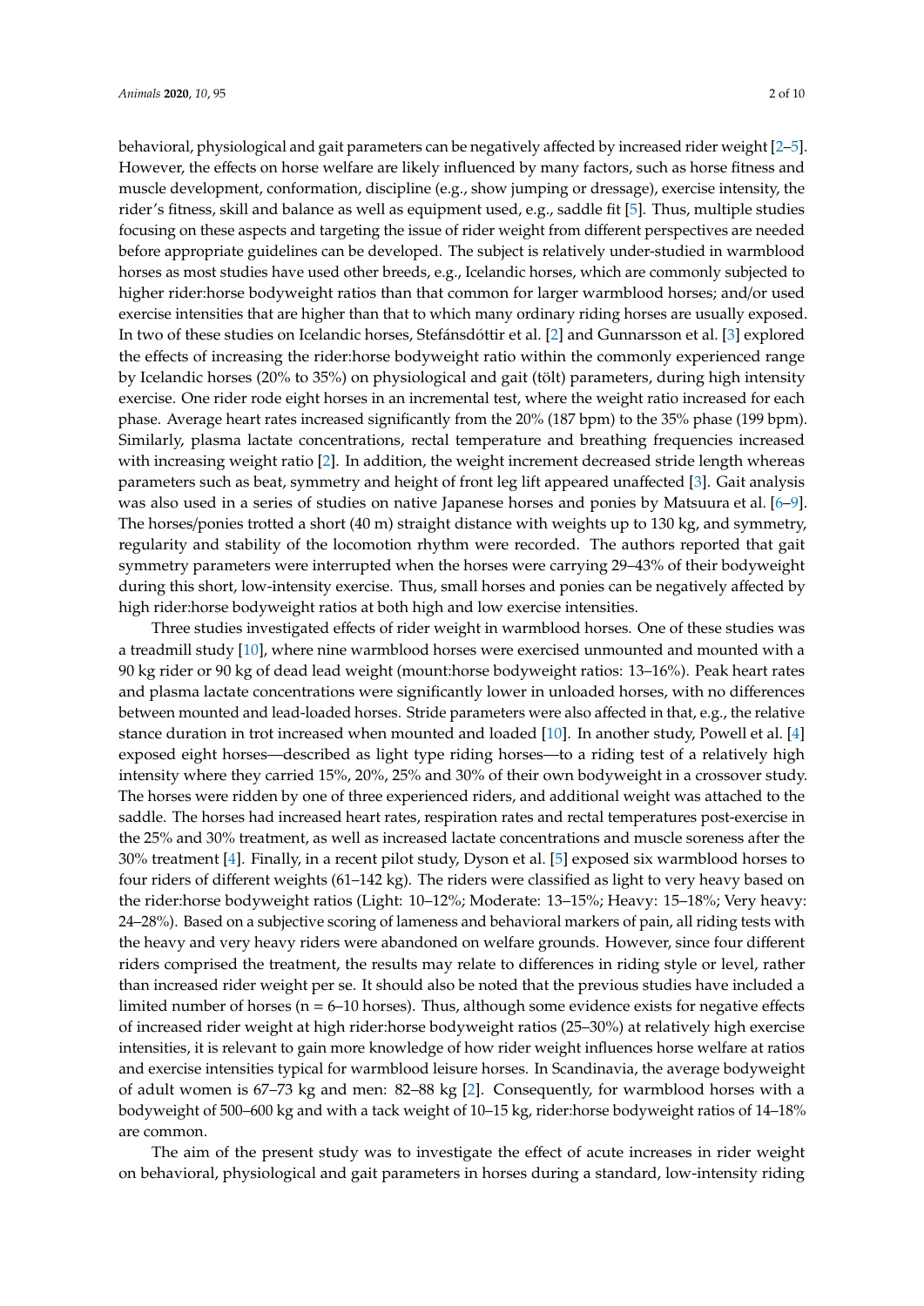behavioral, physiological and gait parameters can be negatively affected by increased rider weight [2–5]. However, the effects on horse welfare are likely influenced by many factors, such as horse fitness and muscle development, conformation, discipline (e.g., show jumping or dressage), exercise intensity, the rider's fitness, skill and balance as well as equipment used, e.g., saddle fit [5]. Thus, multiple studies focusing on these aspects and targeting the issue of rider weight from different perspectives are needed before appropriate guidelines can be developed. The subject is relatively under-studied in warmblood horses as most studies have used other breeds, e.g., Icelandic horses, which are commonly subjected to higher rider:horse bodyweight ratios than that common for larger warmblood horses; and/or used exercise intensities that are higher than that to which many ordinary riding horses are usually exposed. In two of these studies on Icelandic horses, Stefánsdóttir et al. [2] and Gunnarsson et al. [3] explored the effects of increasing the rider:horse bodyweight ratio within the commonly experienced range by Icelandic horses (20% to 35%) on physiological and gait (tölt) parameters, during high intensity exercise. One rider rode eight horses in an incremental test, where the weight ratio increased for each phase. Average heart rates increased significantly from the 20% (187 bpm) to the 35% phase (199 bpm). Similarly, plasma lactate concentrations, rectal temperature and breathing frequencies increased with increasing weight ratio [2]. In addition, the weight increment decreased stride length whereas parameters such as beat, symmetry and height of front leg lift appeared unaffected [3]. Gait analysis was also used in a series of studies on native Japanese horses and ponies by Matsuura et al. [6–9]. The horses/ponies trotted a short (40 m) straight distance with weights up to 130 kg, and symmetry, regularity and stability of the locomotion rhythm were recorded. The authors reported that gait symmetry parameters were interrupted when the horses were carrying 29–43% of their bodyweight during this short, low-intensity exercise. Thus, small horses and ponies can be negatively affected by high rider:horse bodyweight ratios at both high and low exercise intensities.

Three studies investigated effects of rider weight in warmblood horses. One of these studies was a treadmill study [10], where nine warmblood horses were exercised unmounted and mounted with a 90 kg rider or 90 kg of dead lead weight (mount:horse bodyweight ratios: 13–16%). Peak heart rates and plasma lactate concentrations were significantly lower in unloaded horses, with no differences between mounted and lead-loaded horses. Stride parameters were also affected in that, e.g., the relative stance duration in trot increased when mounted and loaded [10]. In another study, Powell et al. [4] exposed eight horses—described as light type riding horses—to a riding test of a relatively high intensity where they carried 15%, 20%, 25% and 30% of their own bodyweight in a crossover study. The horses were ridden by one of three experienced riders, and additional weight was attached to the saddle. The horses had increased heart rates, respiration rates and rectal temperatures post-exercise in the 25% and 30% treatment, as well as increased lactate concentrations and muscle soreness after the 30% treatment [4]. Finally, in a recent pilot study, Dyson et al. [5] exposed six warmblood horses to four riders of different weights (61–142 kg). The riders were classified as light to very heavy based on the rider:horse bodyweight ratios (Light: 10–12%; Moderate: 13–15%; Heavy: 15–18%; Very heavy: 24–28%). Based on a subjective scoring of lameness and behavioral markers of pain, all riding tests with the heavy and very heavy riders were abandoned on welfare grounds. However, since four different riders comprised the treatment, the results may relate to differences in riding style or level, rather than increased rider weight per se. It should also be noted that the previous studies have included a limited number of horses (n = 6–10 horses). Thus, although some evidence exists for negative effects of increased rider weight at high rider:horse bodyweight ratios (25–30%) at relatively high exercise intensities, it is relevant to gain more knowledge of how rider weight influences horse welfare at ratios and exercise intensities typical for warmblood leisure horses. In Scandinavia, the average bodyweight of adult women is 67–73 kg and men: 82–88 kg [2]. Consequently, for warmblood horses with a bodyweight of 500–600 kg and with a tack weight of 10–15 kg, rider:horse bodyweight ratios of 14–18% are common.

The aim of the present study was to investigate the effect of acute increases in rider weight on behavioral, physiological and gait parameters in horses during a standard, low-intensity riding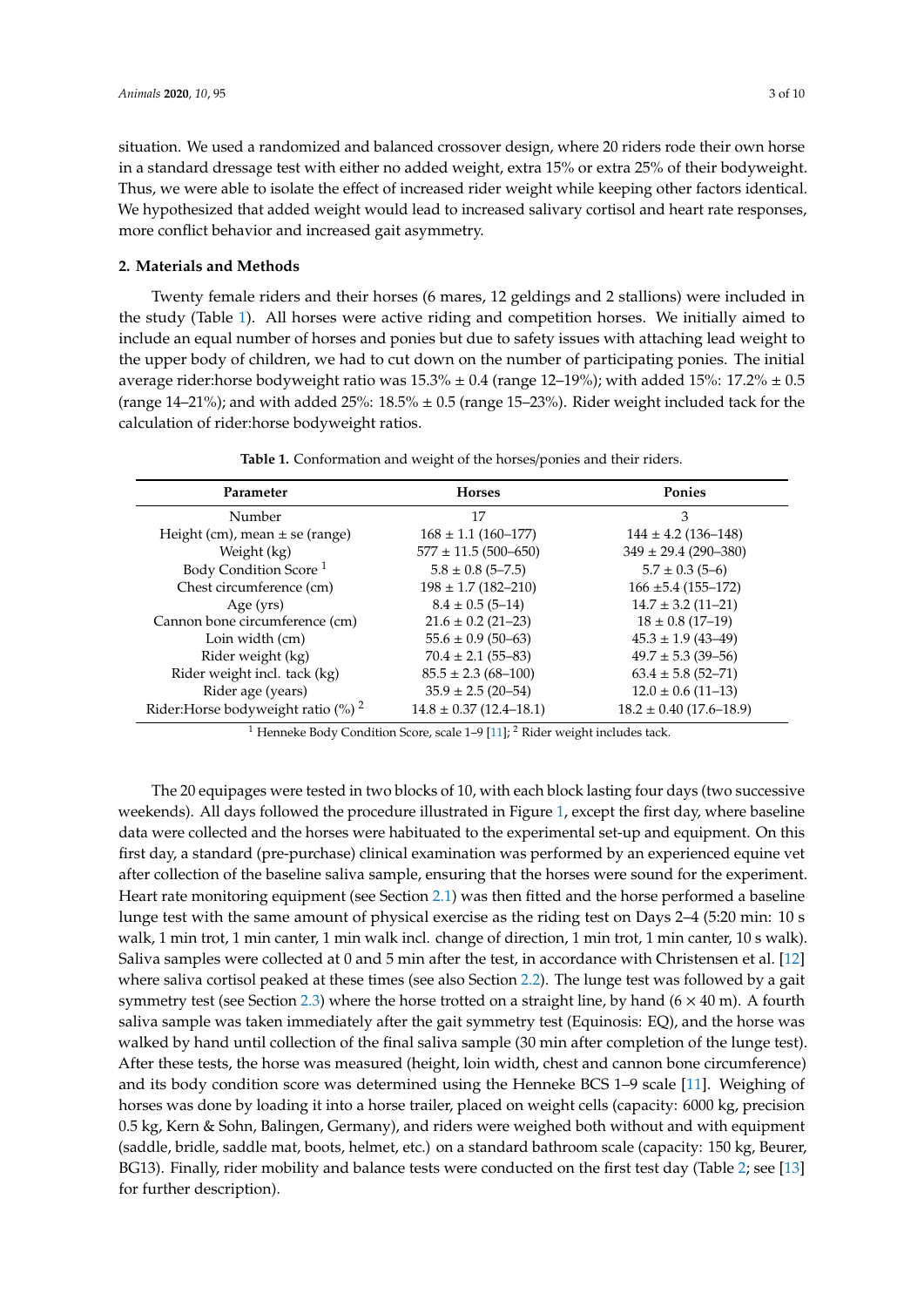situation. We used a randomized and balanced crossover design, where 20 riders rode their own horse in a standard dressage test with either no added weight, extra 15% or extra 25% of their bodyweight. Thus, we were able to isolate the effect of increased rider weight while keeping other factors identical. We hypothesized that added weight would lead to increased salivary cortisol and heart rate responses, more conflict behavior and increased gait asymmetry.

## 2. Materials and Methods

Twenty female riders and their horses (6 mares, 12 geldings and 2 stallions) were included in the study (Table 1). All horses were active riding and competition horses. We initially aimed to include an equal number of horses and ponies but due to safety issues with attaching lead weight to the upper body of children, we had to cut down on the number of participating ponies. The initial average rider:horse bodyweight ratio was 15.3% ± 0.4 (range 12–19%); with added 15%: 17.2% ± 0.5 (range 14–21%); and with added 25%: 18.5% ± 0.5 (range 15–23%). Rider weight included tack for the calculation of rider:horse bodyweight ratios.

**Table 1.** Conformation and weight of the horses/ponies and their riders.

| Parameter | Horses | Ponies |
|---|---|---|
| Number | 17 | 3 |
| Height (cm), mean ± se (range) | 168 ± 1.1 (160–177) | 144 ± 4.2 (136–148) |
| Weight (kg) | 577 ± 11.5 (500–650) | 349 ± 29.4 (290–380) |
| Body Condition Score [1] | 5.8 ± 0.8 (5–7.5) | 5.7 ± 0.3 (5–6) |
| Chest circumference (cm) | 198 ± 1.7 (182–210) | 166 ±5.4 (155–172) |
| Age (yrs) | 8.4 ± 0.5 (5–14) | 14.7 ± 3.2 (11–21) |
| Cannon bone circumference (cm) | 21.6 ± 0.2 (21–23) | 18 ± 0.8 (17–19) |
| Loin width (cm) | 55.6 ± 0.9 (50–63) | 45.3 ± 1.9 (43–49) |
| Rider weight (kg) | 70.4 ± 2.1 (55–83) | 49.7 ± 5.3 (39–56) |
| Rider weight incl. tack (kg) | 85.5 ± 2.3 (68–100) | 63.4 ± 5.8 (52–71) |
| Rider age (years) | 35.9 ± 2.5 (20–54) | 12.0 ± 0.6 (11–13) |
| Rider:Horse bodyweight ratio (%) [2] | 14.8 ± 0.37 (12.4–18.1) | 18.2 ± 0.40 (17.6–18.9) |

[1] Henneke Body Condition Score, scale 1–9 [11]; [2] Rider weight includes tack.

The 20 equipages were tested in two blocks of 10, with each block lasting four days (two successive weekends). All days followed the procedure illustrated in Figure 1, except the first day, where baseline data were collected and the horses were habituated to the experimental set-up and equipment. On this first day, a standard (pre-purchase) clinical examination was performed by an experienced equine vet after collection of the baseline saliva sample, ensuring that the horses were sound for the experiment. Heart rate monitoring equipment (see Section 2.1) was then fitted and the horse performed a baseline lunge test with the same amount of physical exercise as the riding test on Days 2–4 (5:20 min: 10 s walk, 1 min trot, 1 min canter, 1 min walk incl. change of direction, 1 min trot, 1 min canter, 10 s walk). Saliva samples were collected at 0 and 5 min after the test, in accordance with Christensen et al. [12] where saliva cortisol peaked at these times (see also Section 2.2). The lunge test was followed by a gait symmetry test (see Section 2.3) where the horse trotted on a straight line, by hand (6 × 40 m). A fourth saliva sample was taken immediately after the gait symmetry test (Equinosis: EQ), and the horse was walked by hand until collection of the final saliva sample (30 min after completion of the lunge test). After these tests, the horse was measured (height, loin width, chest and cannon bone circumference) and its body condition score was determined using the Henneke BCS 1–9 scale [11]. Weighing of horses was done by loading it into a horse trailer, placed on weight cells (capacity: 6000 kg, precision 0.5 kg, Kern & Sohn, Balingen, Germany), and riders were weighed both without and with equipment (saddle, bridle, saddle mat, boots, helmet, etc.) on a standard bathroom scale (capacity: 150 kg, Beurer, BG13). Finally, rider mobility and balance tests were conducted on the first test day (Table 2; see [13] for further description).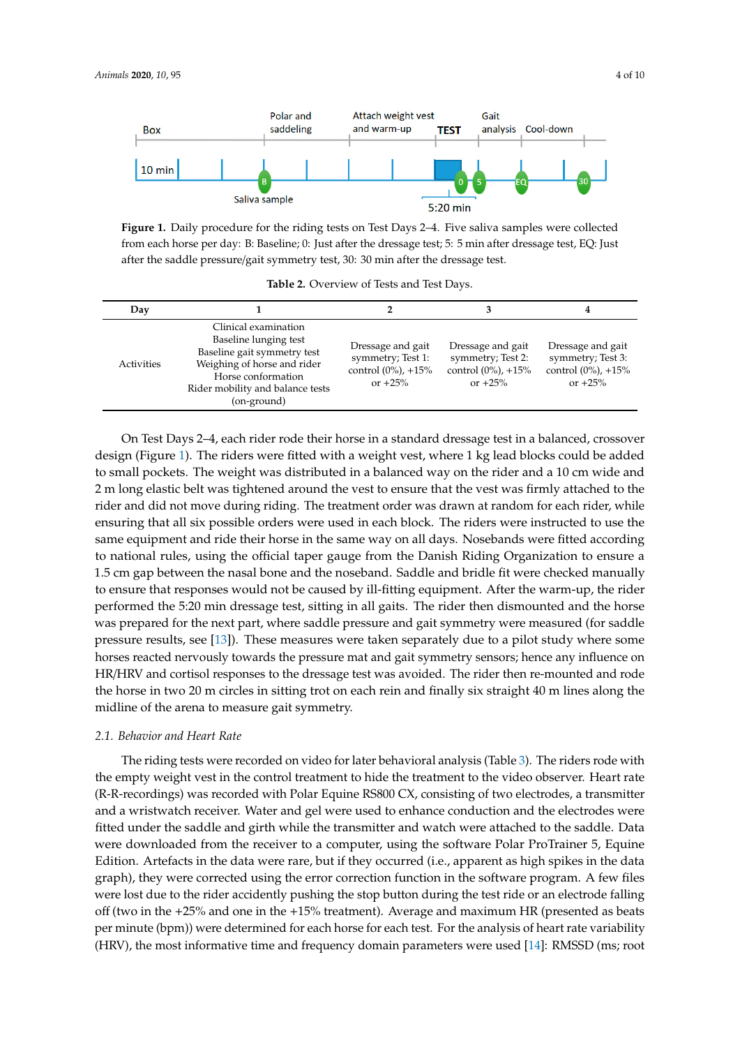**Figure 1.** Daily procedure for the riding tests on Test Days 2–4. Five saliva samples were collected from each horse per day: B: Baseline; 0: Just after the dressage test; 5: 5 min after dressage test, EQ: Just after the saddle pressure/gait symmetry test, 30: 30 min after the dressage test.

**Table 2.** Overview of Tests and Test Days.

| Day | 1 | 2 | 3 | 4 |
|---|---|---|---|---|
| Activities | Clinical examination<br>Baseline lunging test<br>Baseline gait symmetry test<br>Weighing of horse and rider<br>Horse conformation<br>Rider mobility and balance tests (on-ground) | Dressage and gait symmetry; Test 1: control (0%), +15% or +25% | Dressage and gait symmetry; Test 2: control (0%), +15% or +25% | Dressage and gait symmetry; Test 3: control (0%), +15% or +25% |

On Test Days 2–4, each rider rode their horse in a standard dressage test in a balanced, crossover design (Figure 1). The riders were fitted with a weight vest, where 1 kg lead blocks could be added to small pockets. The weight was distributed in a balanced way on the rider and a 10 cm wide and 2 m long elastic belt was tightened around the vest to ensure that the vest was firmly attached to the rider and did not move during riding. The treatment order was drawn at random for each rider, while ensuring that all six possible orders were used in each block. The riders were instructed to use the same equipment and ride their horse in the same way on all days. Nosebands were fitted according to national rules, using the official taper gauge from the Danish Riding Organization to ensure a 1.5 cm gap between the nasal bone and the noseband. Saddle and bridle fit were checked manually to ensure that responses would not be caused by ill-fitting equipment. After the warm-up, the rider performed the 5:20 min dressage test, sitting in all gaits. The rider then dismounted and the horse was prepared for the next part, where saddle pressure and gait symmetry were measured (for saddle pressure results, see [13]). These measures were taken separately due to a pilot study where some horses reacted nervously towards the pressure mat and gait symmetry sensors; hence any influence on HR/HRV and cortisol responses to the dressage test was avoided. The rider then re-mounted and rode the horse in two 20 m circles in sitting trot on each rein and finally six straight 40 m lines along the midline of the arena to measure gait symmetry.

### 2.1. Behavior and Heart Rate

The riding tests were recorded on video for later behavioral analysis (Table 3). The riders rode with the empty weight vest in the control treatment to hide the treatment to the video observer. Heart rate (R-R-recordings) was recorded with Polar Equine RS800 CX, consisting of two electrodes, a transmitter and a wristwatch receiver. Water and gel were used to enhance conduction and the electrodes were fitted under the saddle and girth while the transmitter and watch were attached to the saddle. Data were downloaded from the receiver to a computer, using the software Polar ProTrainer 5, Equine Edition. Artefacts in the data were rare, but if they occurred (i.e., apparent as high spikes in the data graph), they were corrected using the error correction function in the software program. A few files were lost due to the rider accidently pushing the stop button during the test ride or an electrode falling off (two in the +25% and one in the +15% treatment). Average and maximum HR (presented as beats per minute (bpm)) were determined for each horse for each test. For the analysis of heart rate variability (HRV), the most informative time and frequency domain parameters were used [14]: RMSSD (ms; root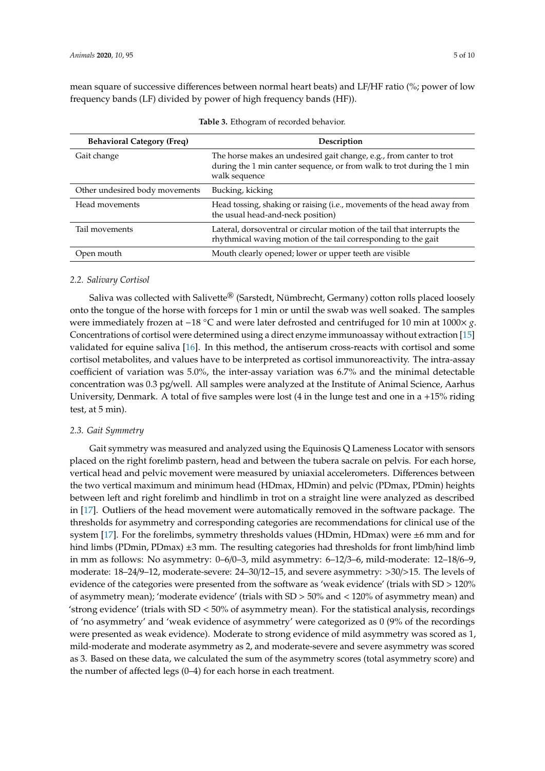mean square of successive differences between normal heart beats) and LF/HF ratio (%; power of low frequency bands (LF) divided by power of high frequency bands (HF)).

**Table 3.** Ethogram of recorded behavior.

| Behavioral Category (Freq) | Description |
|---|---|
| Gait change | The horse makes an undesired gait change, e.g., from canter to trot during the 1 min canter sequence, or from walk to trot during the 1 min walk sequence |
| Other undesired body movements | Bucking, kicking |
| Head movements | Head tossing, shaking or raising (i.e., movements of the head away from the usual head-and-neck position) |
| Tail movements | Lateral, dorsoventral or circular motion of the tail that interrupts the rhythmical waving motion of the tail corresponding to the gait |
| Open mouth | Mouth clearly opened; lower or upper teeth are visible |

### *2.2. Salivary Cortisol*

Saliva was collected with Salivette® (Sarstedt, Nümbrecht, Germany) cotton rolls placed loosely onto the tongue of the horse with forceps for 1 min or until the swab was well soaked. The samples were immediately frozen at −18 °C and were later defrosted and centrifuged for 10 min at 1000× *g*. Concentrations of cortisol were determined using a direct enzyme immunoassay without extraction [15] validated for equine saliva [16]. In this method, the antiserum cross-reacts with cortisol and some cortisol metabolites, and values have to be interpreted as cortisol immunoreactivity. The intra-assay coefficient of variation was 5.0%, the inter-assay variation was 6.7% and the minimal detectable concentration was 0.3 pg/well. All samples were analyzed at the Institute of Animal Science, Aarhus University, Denmark. A total of five samples were lost (4 in the lunge test and one in a +15% riding test, at 5 min).

### *2.3. Gait Symmetry*

Gait symmetry was measured and analyzed using the Equinosis Q Lameness Locator with sensors placed on the right forelimb pastern, head and between the tubera sacrale on pelvis. For each horse, vertical head and pelvic movement were measured by uniaxial accelerometers. Differences between the two vertical maximum and minimum head (HDmax, HDmin) and pelvic (PDmax, PDmin) heights between left and right forelimb and hindlimb in trot on a straight line were analyzed as described in [17]. Outliers of the head movement were automatically removed in the software package. The thresholds for asymmetry and corresponding categories are recommendations for clinical use of the system [17]. For the forelimbs, symmetry thresholds values (HDmin, HDmax) were ±6 mm and for hind limbs (PDmin, PDmax) ±3 mm. The resulting categories had thresholds for front limb/hind limb in mm as follows: No asymmetry: 0–6/0–3, mild asymmetry: 6–12/3–6, mild-moderate: 12–18/6–9, moderate: 18–24/9–12, moderate-severe: 24–30/12–15, and severe asymmetry: >30/>15. The levels of evidence of the categories were presented from the software as 'weak evidence' (trials with SD > 120% of asymmetry mean); 'moderate evidence' (trials with SD > 50% and < 120% of asymmetry mean) and 'strong evidence' (trials with SD < 50% of asymmetry mean). For the statistical analysis, recordings of 'no asymmetry' and 'weak evidence of asymmetry' were categorized as 0 (9% of the recordings were presented as weak evidence). Moderate to strong evidence of mild asymmetry was scored as 1, mild-moderate and moderate asymmetry as 2, and moderate-severe and severe asymmetry was scored as 3. Based on these data, we calculated the sum of the asymmetry scores (total asymmetry score) and the number of affected legs (0–4) for each horse in each treatment.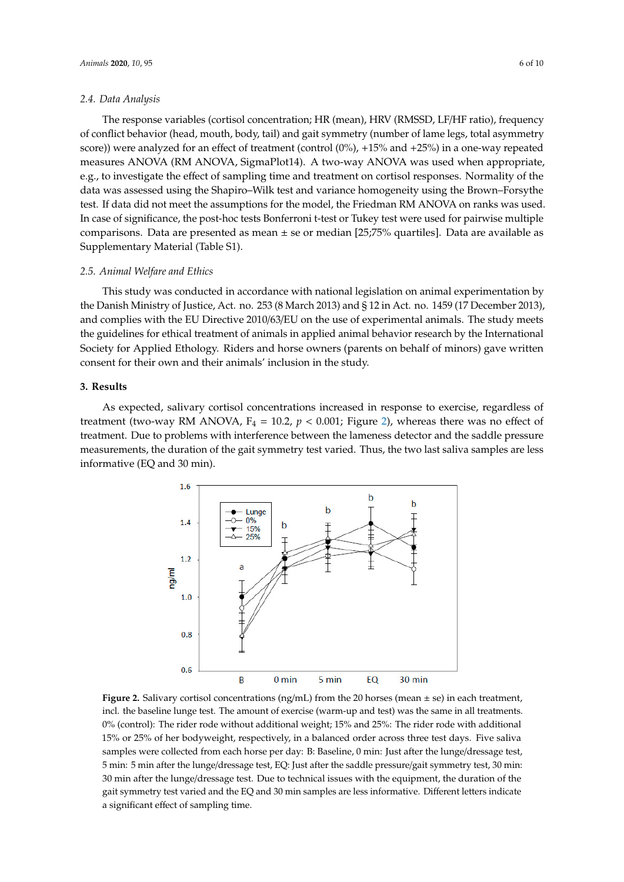### 2.4. Data Analysis

The response variables (cortisol concentration; HR (mean), HRV (RMSSD, LF/HF ratio), frequency of conflict behavior (head, mouth, body, tail) and gait symmetry (number of lame legs, total asymmetry score)) were analyzed for an effect of treatment (control (0%), +15% and +25%) in a one-way repeated measures ANOVA (RM ANOVA, SigmaPlot14). A two-way ANOVA was used when appropriate, e.g., to investigate the effect of sampling time and treatment on cortisol responses. Normality of the data was assessed using the Shapiro–Wilk test and variance homogeneity using the Brown–Forsythe test. If data did not meet the assumptions for the model, the Friedman RM ANOVA on ranks was used. In case of significance, the post-hoc tests Bonferroni t-test or Tukey test were used for pairwise multiple comparisons. Data are presented as mean ± se or median [25;75% quartiles]. Data are available as Supplementary Material (Table S1).

### 2.5. Animal Welfare and Ethics

This study was conducted in accordance with national legislation on animal experimentation by the Danish Ministry of Justice, Act. no. 253 (8 March 2013) and § 12 in Act. no. 1459 (17 December 2013), and complies with the EU Directive 2010/63/EU on the use of experimental animals. The study meets the guidelines for ethical treatment of animals in applied animal behavior research by the International Society for Applied Ethology. Riders and horse owners (parents on behalf of minors) gave written consent for their own and their animals' inclusion in the study.

## 3. Results

As expected, salivary cortisol concentrations increased in response to exercise, regardless of treatment (two-way RM ANOVA, $F_4 = 10.2$, $p < 0.001$; Figure 2), whereas there was no effect of treatment. Due to problems with interference between the lameness detector and the saddle pressure measurements, the duration of the gait symmetry test varied. Thus, the two last saliva samples are less informative (EQ and 30 min).

**Figure 2.** Salivary cortisol concentrations (ng/mL) from the 20 horses (mean ± se) in each treatment, incl. the baseline lunge test. The amount of exercise (warm-up and test) was the same in all treatments. 0% (control): The rider rode without additional weight; 15% and 25%: The rider rode with additional 15% or 25% of her bodyweight, respectively, in a balanced order across three test days. Five saliva samples were collected from each horse per day: B: Baseline, 0 min: Just after the lunge/dressage test, 5 min: 5 min after the lunge/dressage test, EQ: Just after the saddle pressure/gait symmetry test, 30 min: 30 min after the lunge/dressage test. Due to technical issues with the equipment, the duration of the gait symmetry test varied and the EQ and 30 min samples are less informative. Different letters indicate a significant effect of sampling time.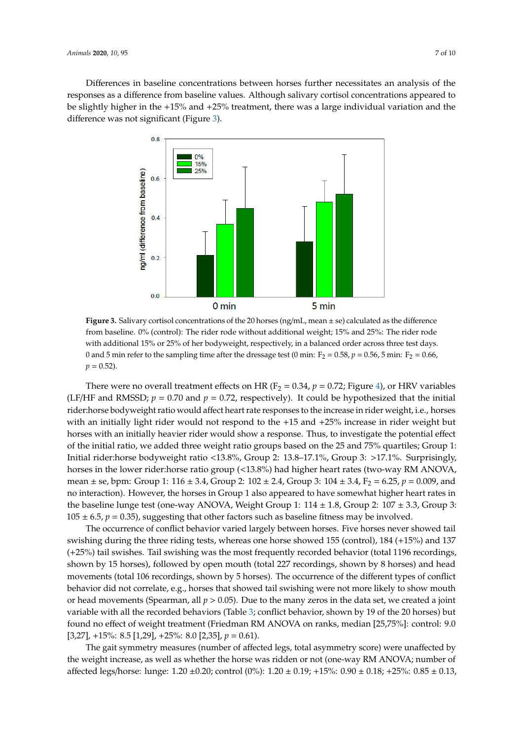Differences in baseline concentrations between horses further necessitates an analysis of the responses as a difference from baseline values. Although salivary cortisol concentrations appeared to be slightly higher in the +15% and +25% treatment, there was a large individual variation and the difference was not significant (Figure 3).

**Figure 3.** Salivary cortisol concentrations of the 20 horses (ng/mL, mean ± se) calculated as the difference from baseline. 0% (control): The rider rode without additional weight; 15% and 25%: The rider rode with additional 15% or 25% of her bodyweight, respectively, in a balanced order across three test days. 0 and 5 min refer to the sampling time after the dressage test (0 min: $F_2 = 0.58$, $p = 0.56$, 5 min: $F_2 = 0.66$, $p = 0.52$).

There were no overall treatment effects on HR ($F_2 = 0.34$, $p = 0.72$; Figure 4), or HRV variables (LF/HF and RMSSD; $p = 0.70$ and $p = 0.72$, respectively). It could be hypothesized that the initial rider:horse bodyweight ratio would affect heart rate responses to the increase in rider weight, i.e., horses with an initially light rider would not respond to the +15 and +25% increase in rider weight but horses with an initially heavier rider would show a response. Thus, to investigate the potential effect of the initial ratio, we added three weight ratio groups based on the 25 and 75% quartiles; Group 1: Initial rider:horse bodyweight ratio <13.8%, Group 2: 13.8–17.1%, Group 3: >17.1%. Surprisingly, horses in the lower rider:horse ratio group (<13.8%) had higher heart rates (two-way RM ANOVA, mean ± se, bpm: Group 1: 116 ± 3.4, Group 2: 102 ± 2.4, Group 3: 104 ± 3.4, $F_2 = 6.25$, $p = 0.009$, and no interaction). However, the horses in Group 1 also appeared to have somewhat higher heart rates in the baseline lunge test (one-way ANOVA, Weight Group 1: 114 ± 1.8, Group 2: 107 ± 3.3, Group 3: 105 ± 6.5, $p = 0.35$), suggesting that other factors such as baseline fitness may be involved.

The occurrence of conflict behavior varied largely between horses. Five horses never showed tail swishing during the three riding tests, whereas one horse showed 155 (control), 184 (+15%) and 137 (+25%) tail swishes. Tail swishing was the most frequently recorded behavior (total 1196 recordings, shown by 15 horses), followed by open mouth (total 227 recordings, shown by 8 horses) and head movements (total 106 recordings, shown by 5 horses). The occurrence of the different types of conflict behavior did not correlate, e.g., horses that showed tail swishing were not more likely to show mouth or head movements (Spearman, all $p > 0.05$). Due to the many zeros in the data set, we created a joint variable with all the recorded behaviors (Table 3; conflict behavior, shown by 19 of the 20 horses) but found no effect of weight treatment (Friedman RM ANOVA on ranks, median [25,75%]: control: 9.0 [3,27], +15%: 8.5 [1,29], +25%: 8.0 [2,35], $p = 0.61$).

The gait symmetry measures (number of affected legs, total asymmetry score) were unaffected by the weight increase, as well as whether the horse was ridden or not (one-way RM ANOVA; number of affected legs/horse: lunge: 1.20 ±0.20; control (0%): 1.20 ± 0.19; +15%: 0.90 ± 0.18; +25%: 0.85 ± 0.13,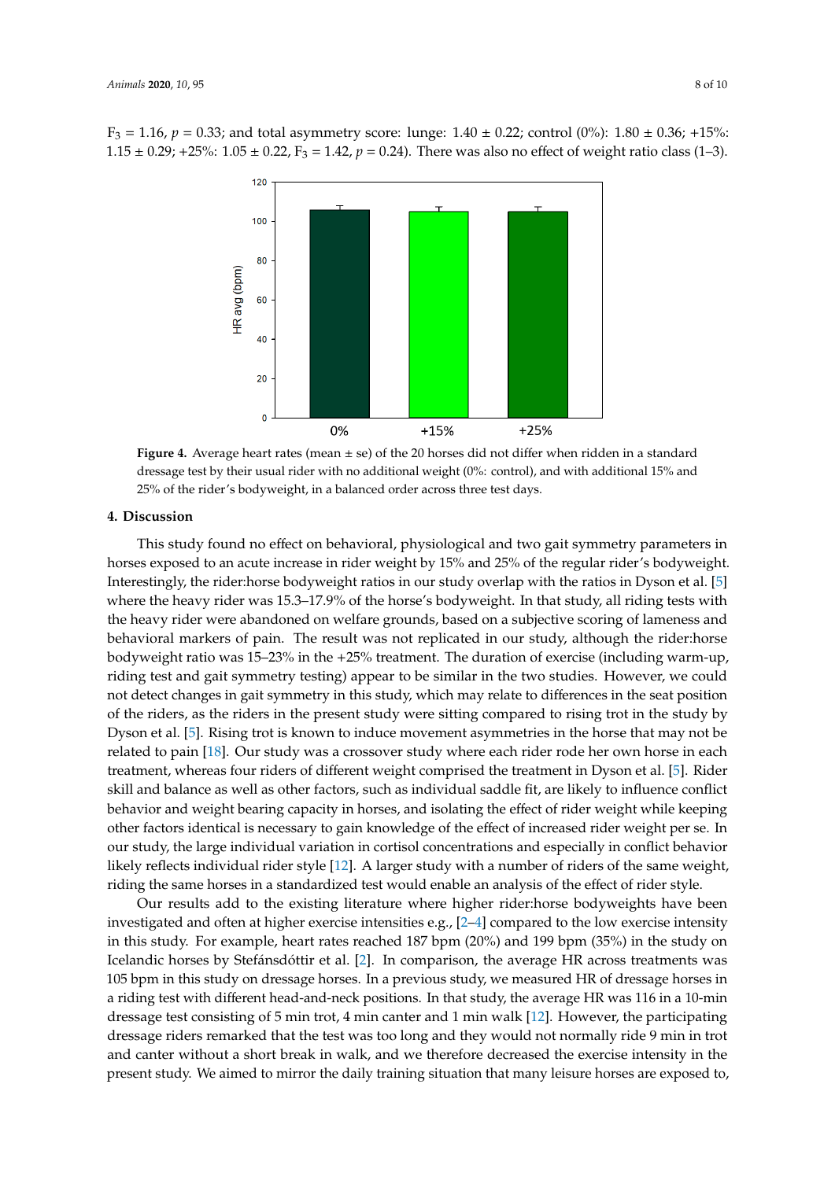$F_3 = 1.16$, $p = 0.33$; and total asymmetry score: lunge: 1.40 ± 0.22; control (0%): 1.80 ± 0.36; +15%: 1.15 ± 0.29; +25%: 1.05 ± 0.22, $F_3 = 1.42$, $p = 0.24$). There was also no effect of weight ratio class (1–3).

**Figure 4.** Average heart rates (mean ± se) of the 20 horses did not differ when ridden in a standard dressage test by their usual rider with no additional weight (0%: control), and with additional 15% and 25% of the rider's bodyweight, in a balanced order across three test days.

## 4. Discussion

This study found no effect on behavioral, physiological and two gait symmetry parameters in horses exposed to an acute increase in rider weight by 15% and 25% of the regular rider's bodyweight. Interestingly, the rider:horse bodyweight ratios in our study overlap with the ratios in Dyson et al. [5] where the heavy rider was 15.3–17.9% of the horse's bodyweight. In that study, all riding tests with the heavy rider were abandoned on welfare grounds, based on a subjective scoring of lameness and behavioral markers of pain. The result was not replicated in our study, although the rider:horse bodyweight ratio was 15–23% in the +25% treatment. The duration of exercise (including warm-up, riding test and gait symmetry testing) appear to be similar in the two studies. However, we could not detect changes in gait symmetry in this study, which may relate to differences in the seat position of the riders, as the riders in the present study were sitting compared to rising trot in the study by Dyson et al. [5]. Rising trot is known to induce movement asymmetries in the horse that may not be related to pain [18]. Our study was a crossover study where each rider rode her own horse in each treatment, whereas four riders of different weight comprised the treatment in Dyson et al. [5]. Rider skill and balance as well as other factors, such as individual saddle fit, are likely to influence conflict behavior and weight bearing capacity in horses, and isolating the effect of rider weight while keeping other factors identical is necessary to gain knowledge of the effect of increased rider weight per se. In our study, the large individual variation in cortisol concentrations and especially in conflict behavior likely reflects individual rider style [12]. A larger study with a number of riders of the same weight, riding the same horses in a standardized test would enable an analysis of the effect of rider style.

Our results add to the existing literature where higher rider:horse bodyweights have been investigated and often at higher exercise intensities e.g., [2–4] compared to the low exercise intensity in this study. For example, heart rates reached 187 bpm (20%) and 199 bpm (35%) in the study on Icelandic horses by Stefánsdóttir et al. [2]. In comparison, the average HR across treatments was 105 bpm in this study on dressage horses. In a previous study, we measured HR of dressage horses in a riding test with different head-and-neck positions. In that study, the average HR was 116 in a 10-min dressage test consisting of 5 min trot, 4 min canter and 1 min walk [12]. However, the participating dressage riders remarked that the test was too long and they would not normally ride 9 min in trot and canter without a short break in walk, and we therefore decreased the exercise intensity in the present study. We aimed to mirror the daily training situation that many leisure horses are exposed to,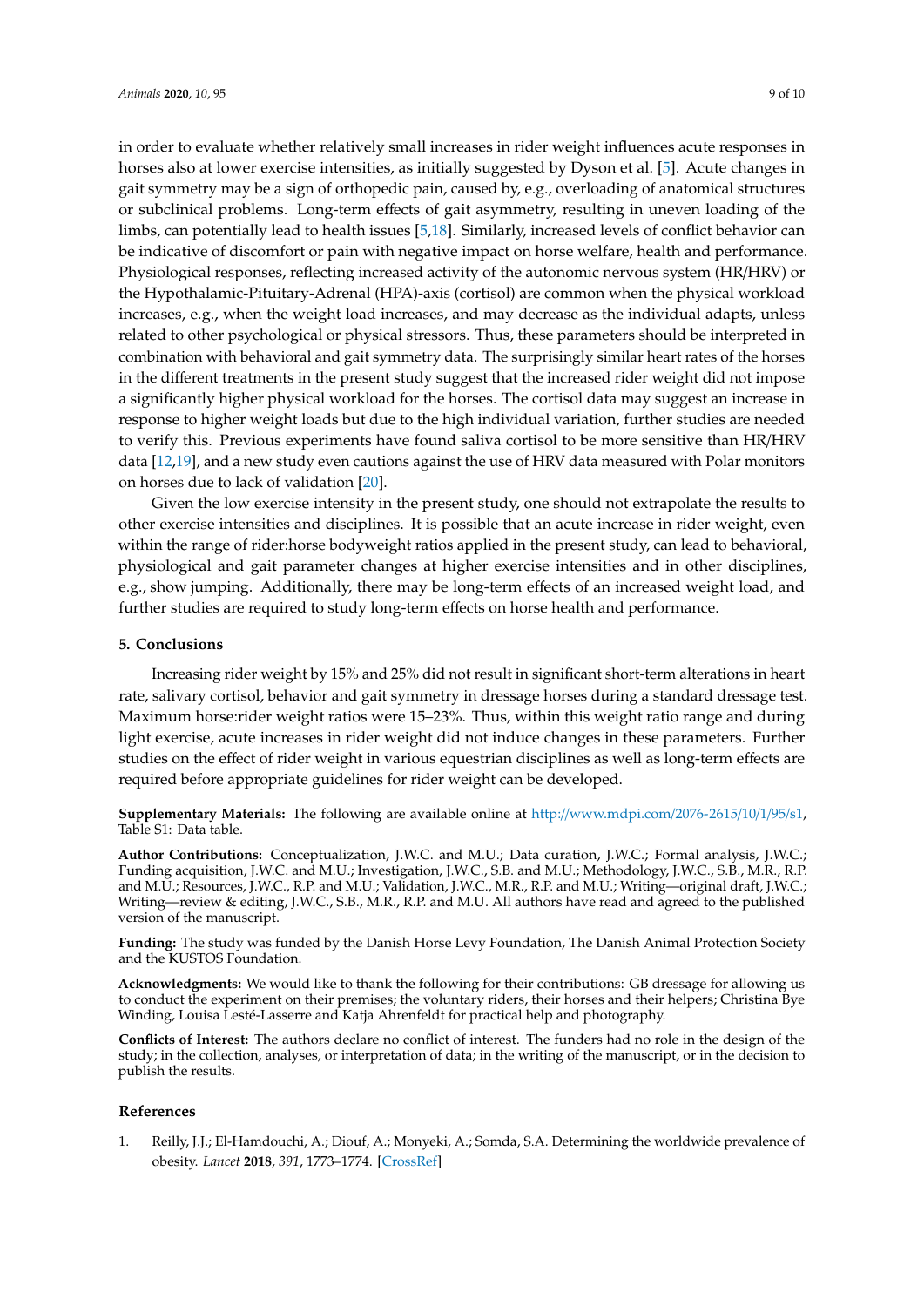in order to evaluate whether relatively small increases in rider weight influences acute responses in horses also at lower exercise intensities, as initially suggested by Dyson et al. [5]. Acute changes in gait symmetry may be a sign of orthopedic pain, caused by, e.g., overloading of anatomical structures or subclinical problems. Long-term effects of gait asymmetry, resulting in uneven loading of the limbs, can potentially lead to health issues [5,18]. Similarly, increased levels of conflict behavior can be indicative of discomfort or pain with negative impact on horse welfare, health and performance. Physiological responses, reflecting increased activity of the autonomic nervous system (HR/HRV) or the Hypothalamic-Pituitary-Adrenal (HPA)-axis (cortisol) are common when the physical workload increases, e.g., when the weight load increases, and may decrease as the individual adapts, unless related to other psychological or physical stressors. Thus, these parameters should be interpreted in combination with behavioral and gait symmetry data. The surprisingly similar heart rates of the horses in the different treatments in the present study suggest that the increased rider weight did not impose a significantly higher physical workload for the horses. The cortisol data may suggest an increase in response to higher weight loads but due to the high individual variation, further studies are needed to verify this. Previous experiments have found saliva cortisol to be more sensitive than HR/HRV data [12,19], and a new study even cautions against the use of HRV data measured with Polar monitors on horses due to lack of validation [20].

Given the low exercise intensity in the present study, one should not extrapolate the results to other exercise intensities and disciplines. It is possible that an acute increase in rider weight, even within the range of rider:horse bodyweight ratios applied in the present study, can lead to behavioral, physiological and gait parameter changes at higher exercise intensities and in other disciplines, e.g., show jumping. Additionally, there may be long-term effects of an increased weight load, and further studies are required to study long-term effects on horse health and performance.

## 5. Conclusions

Increasing rider weight by 15% and 25% did not result in significant short-term alterations in heart rate, salivary cortisol, behavior and gait symmetry in dressage horses during a standard dressage test. Maximum horse:rider weight ratios were 15–23%. Thus, within this weight ratio range and during light exercise, acute increases in rider weight did not induce changes in these parameters. Further studies on the effect of rider weight in various equestrian disciplines as well as long-term effects are required before appropriate guidelines for rider weight can be developed.

**Supplementary Materials:** The following are available online at http://www.mdpi.com/2076-2615/10/1/95/s1, Table S1: Data table.

**Author Contributions:** Conceptualization, J.W.C. and M.U.; Data curation, J.W.C.; Formal analysis, J.W.C.; Funding acquisition, J.W.C. and M.U.; Investigation, J.W.C., S.B. and M.U.; Methodology, J.W.C., S.B., M.R., R.P. and M.U.; Resources, J.W.C., R.P. and M.U.; Validation, J.W.C., M.R., R.P. and M.U.; Writing—original draft, J.W.C.; Writing—review & editing, J.W.C., S.B., M.R., R.P. and M.U. All authors have read and agreed to the published version of the manuscript.

**Funding:** The study was funded by the Danish Horse Levy Foundation, The Danish Animal Protection Society and the KUSTOS Foundation.

**Acknowledgments:** We would like to thank the following for their contributions: GB dressage for allowing us to conduct the experiment on their premises; the voluntary riders, their horses and their helpers; Christina Bye Winding, Louisa Lesté-Lasserre and Katja Ahrenfeldt for practical help and photography.

**Conflicts of Interest:** The authors declare no conflict of interest. The funders had no role in the design of the study; in the collection, analyses, or interpretation of data; in the writing of the manuscript, or in the decision to publish the results.

## References

1. Reilly, J.J.; El-Hamdouchi, A.; Diouf, A.; Monyeki, A.; Somda, S.A. Determining the worldwide prevalence of obesity. *Lancet* **2018**, *391*, 1773–1774. [CrossRef]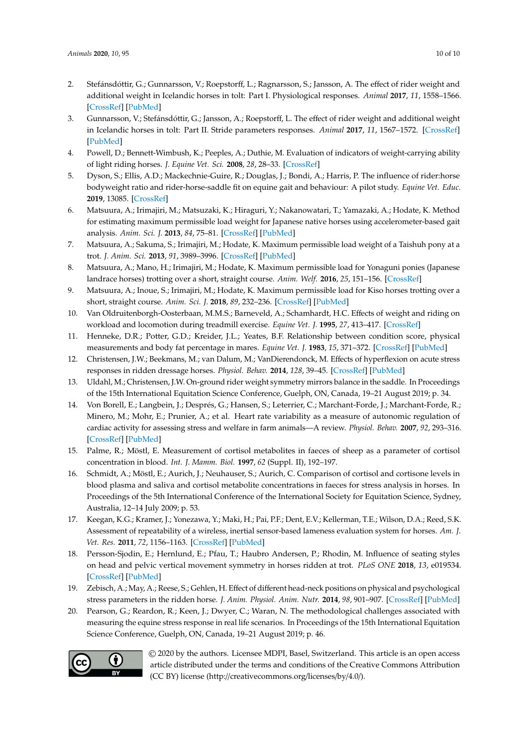2. Stefánsdóttir, G.; Gunnarsson, V.; Roepstorff, L.; Ragnarsson, S.; Jansson, A. The effect of rider weight and additional weight in Icelandic horses in tolt: Part I. Physiological responses. *Animal* **2017**, *11*, 1558–1566. [CrossRef] [PubMed]
3. Gunnarsson, V.; Stefánsdóttir, G.; Jansson, A.; Roepstorff, L. The effect of rider weight and additional weight in Icelandic horses in tolt: Part II. Stride parameters responses. *Animal* **2017**, *11*, 1567–1572. [CrossRef] [PubMed]
4. Powell, D.; Bennett-Wimbush, K.; Peeples, A.; Duthie, M. Evaluation of indicators of weight-carrying ability of light riding horses. *J. Equine Vet. Sci.* **2008**, *28*, 28–33. [CrossRef]
5. Dyson, S.; Ellis, A.D.; Mackechnie-Guire, R.; Douglas, J.; Bondi, A.; Harris, P. The influence of rider:horse bodyweight ratio and rider-horse-saddle fit on equine gait and behaviour: A pilot study. *Equine Vet. Educ.* **2019**, 13085. [CrossRef]
6. Matsuura, A.; Irimajiri, M.; Matsuzaki, K.; Hiraguri, Y.; Nakanowatari, T.; Yamazaki, A.; Hodate, K. Method for estimating maximum permissible load weight for Japanese native horses using accelerometer-based gait analysis. *Anim. Sci. J.* **2013**, *84*, 75–81. [CrossRef] [PubMed]
7. Matsuura, A.; Sakuma, S.; Irimajiri, M.; Hodate, K. Maximum permissible load weight of a Taishuh pony at a trot. *J. Anim. Sci.* **2013**, *91*, 3989–3996. [CrossRef] [PubMed]
8. Matsuura, A.; Mano, H.; Irimajiri, M.; Hodate, K. Maximum permissible load for Yonaguni ponies (Japanese landrace horses) trotting over a short, straight course. *Anim. Welf.* **2016**, *25*, 151–156. [CrossRef]
9. Matsuura, A.; Inoue, S.; Irimajiri, M.; Hodate, K. Maximum permissible load for Kiso horses trotting over a short, straight course. *Anim. Sci. J.* **2018**, *89*, 232–236. [CrossRef] [PubMed]
10. Van Oldruitenborgh-Oosterbaan, M.M.S.; Barneveld, A.; Schamhardt, H.C. Effects of weight and riding on workload and locomotion during treadmill exercise. *Equine Vet. J.* **1995**, *27*, 413–417. [CrossRef]
11. Henneke, D.R.; Potter, G.D.; Kreider, J.L.; Yeates, B.F. Relationship between condition score, physical measurements and body fat percentage in mares. *Equine Vet. J.* **1983**, *15*, 371–372. [CrossRef] [PubMed]
12. Christensen, J.W.; Beekmans, M.; van Dalum, M.; VanDierendonck, M. Effects of hyperflexion on acute stress responses in ridden dressage horses. *Physiol. Behav.* **2014**, *128*, 39–45. [CrossRef] [PubMed]
13. Uldahl, M.; Christensen, J.W. On-ground rider weight symmetry mirrors balance in the saddle. In Proceedings of the 15th International Equitation Science Conference, Guelph, ON, Canada, 19–21 August 2019; p. 34.
14. Von Borell, E.; Langbein, J.; Després, G.; Hansen, S.; Leterrier, C.; Marchant-Forde, J.; Marchant-Forde, R.; Minero, M.; Mohr, E.; Prunier, A.; et al. Heart rate variability as a measure of autonomic regulation of cardiac activity for assessing stress and welfare in farm animals—A review. *Physiol. Behav.* **2007**, *92*, 293–316. [CrossRef] [PubMed]
15. Palme, R.; Möstl, E. Measurement of cortisol metabolites in faeces of sheep as a parameter of cortisol concentration in blood. *Int. J. Mamm. Biol.* **1997**, *62* (Suppl. II), 192–197.
16. Schmidt, A.; Möstl, E.; Aurich, J.; Neuhauser, S.; Aurich, C. Comparison of cortisol and cortisone levels in blood plasma and saliva and cortisol metabolite concentrations in faeces for stress analysis in horses. In Proceedings of the 5th International Conference of the International Society for Equitation Science, Sydney, Australia, 12–14 July 2009; p. 53.
17. Keegan, K.G.; Kramer, J.; Yonezawa, Y.; Maki, H.; Pai, P.F.; Dent, E.V.; Kellerman, T.E.; Wilson, D.A.; Reed, S.K. Assessment of repeatability of a wireless, inertial sensor-based lameness evaluation system for horses. *Am. J. Vet. Res.* **2011**, *72*, 1156–1163. [CrossRef] [PubMed]
18. Persson-Sjodin, E.; Hernlund, E.; Pfau, T.; Haubro Andersen, P.; Rhodin, M. Influence of seating styles on head and pelvic vertical movement symmetry in horses ridden at trot. *PLoS ONE* **2018**, *13*, e019534. [CrossRef] [PubMed]
19. Zebisch, A.; May, A.; Reese, S.; Gehlen, H. Effect of different head-neck positions on physical and psychological stress parameters in the ridden horse. *J. Anim. Physiol. Anim. Nutr.* **2014**, *98*, 901–907. [CrossRef] [PubMed]
20. Pearson, G.; Reardon, R.; Keen, J.; Dwyer, C.; Waran, N. The methodological challenges associated with measuring the equine stress response in real life scenarios. In Proceedings of the 15th International Equitation Science Conference, Guelph, ON, Canada, 19–21 August 2019; p. 46.

© 2020 by the authors. Licensee MDPI, Basel, Switzerland. This article is an open access article distributed under the terms and conditions of the Creative Commons Attribution (CC BY) license (http://creativecommons.org/licenses/by/4.0/).